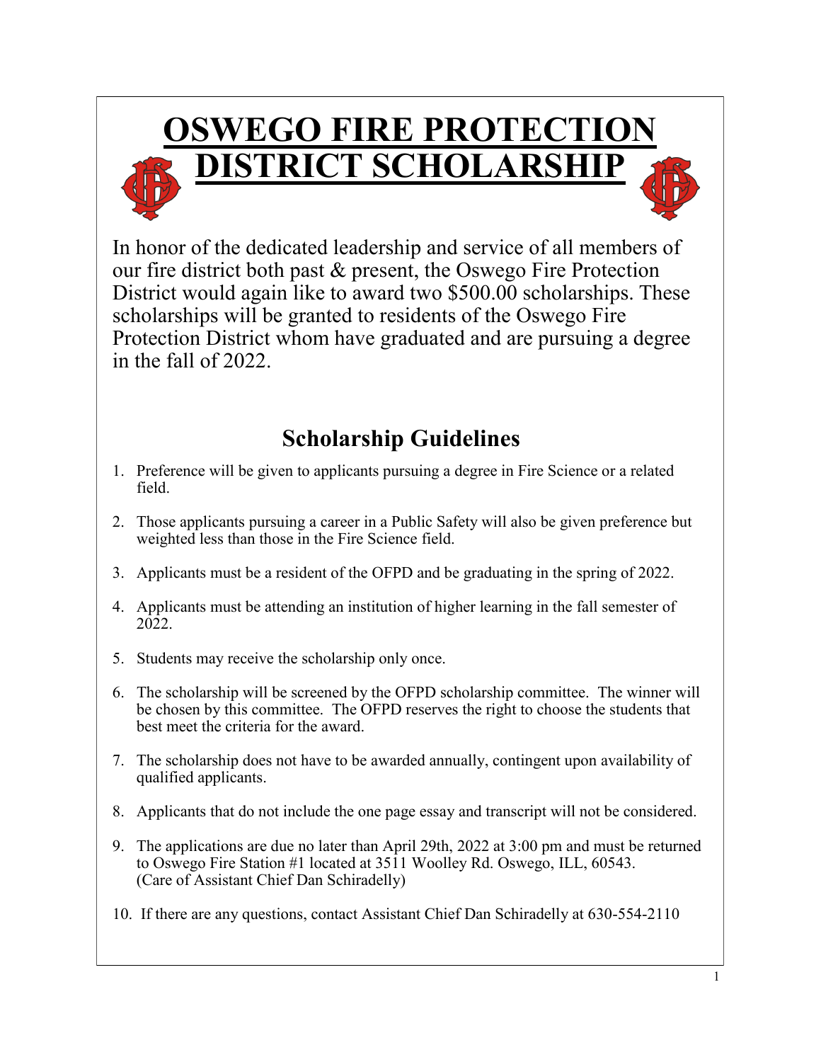# OSWEGO FIRE PROTECTION DISTRICT SCHOLARSHIP

In honor of the dedicated leadership and service of all members of our fire district both past & present, the Oswego Fire Protection District would again like to award two $500.00 scholarships. These scholarships will be granted to residents of the Oswego Fire Protection District whom have graduated and are pursuing a degree in the fall of 2022.

## Scholarship Guidelines

1. Preference will be given to applicants pursuing a degree in Fire Science or a related field.
2. Those applicants pursuing a career in a Public Safety will also be given preference but weighted less than those in the Fire Science field.
3. Applicants must be a resident of the OFPD and be graduating in the spring of 2022.
4. Applicants must be attending an institution of higher learning in the fall semester of 2022.
5. Students may receive the scholarship only once.
6. The scholarship will be screened by the OFPD scholarship committee. The winner will be chosen by this committee. The OFPD reserves the right to choose the students that best meet the criteria for the award.
7. The scholarship does not have to be awarded annually, contingent upon availability of qualified applicants.
8. Applicants that do not include the one page essay and transcript will not be considered.
9. The applications are due no later than April 29th, 2022 at 3:00 pm and must be returned to Oswego Fire Station #1 located at 3511 Woolley Rd. Oswego, ILL, 60543. (Care of Assistant Chief Dan Schiradelly)
10. If there are any questions, contact Assistant Chief Dan Schiradelly at 630-554-2110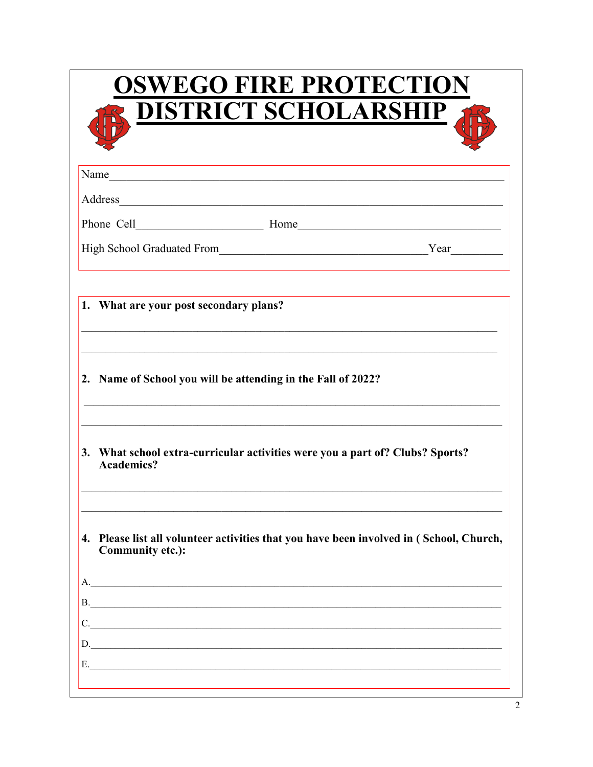# OSWEGO FIRE PROTECTION DISTRICT SCHOLARSHIP

Name\_\_\_\_\_\_\_\_\_\_\_\_\_\_\_\_\_\_\_\_\_\_\_\_\_\_\_\_\_\_\_\_\_\_\_\_\_\_\_\_\_\_\_\_\_\_\_\_\_\_\_\_\_\_\_\_\_\_\_\_\_\_

Address\_\_\_\_\_\_\_\_\_\_\_\_\_\_\_\_\_\_\_\_\_\_\_\_\_\_\_\_\_\_\_\_\_\_\_\_\_\_\_\_\_\_\_\_\_\_\_\_\_\_\_\_\_\_\_\_\_\_\_\_

Phone Cell\_\_\_\_\_\_\_\_\_\_\_\_\_\_\_\_\_\_\_\_\_\_ Home\_\_\_\_\_\_\_\_\_\_\_\_\_\_\_\_\_\_\_\_\_\_\_\_\_\_\_\_\_\_\_\_\_\_\_

High School Graduated From\_\_\_\_\_\_\_\_\_\_\_\_\_\_\_\_\_\_\_\_\_\_\_\_\_\_\_\_\_\_\_\_\_\_\_\_Year\_\_\_\_\_\_\_\_\_

**1. What are your post secondary plans?**

\_\_\_\_\_\_\_\_\_\_\_\_\_\_\_\_\_\_\_\_\_\_\_\_\_\_\_\_\_\_\_\_\_\_\_\_\_\_\_\_\_\_\_\_\_\_\_\_\_\_\_\_\_\_\_\_\_\_\_\_\_\_\_\_\_\_\_\_\_\_

\_\_\_\_\_\_\_\_\_\_\_\_\_\_\_\_\_\_\_\_\_\_\_\_\_\_\_\_\_\_\_\_\_\_\_\_\_\_\_\_\_\_\_\_\_\_\_\_\_\_\_\_\_\_\_\_\_\_\_\_\_\_\_\_\_\_\_\_\_\_

**2. Name of School you will be attending in the Fall of 2022?**

\_\_\_\_\_\_\_\_\_\_\_\_\_\_\_\_\_\_\_\_\_\_\_\_\_\_\_\_\_\_\_\_\_\_\_\_\_\_\_\_\_\_\_\_\_\_\_\_\_\_\_\_\_\_\_\_\_\_\_\_\_\_\_\_\_\_\_\_\_\_

\_\_\_\_\_\_\_\_\_\_\_\_\_\_\_\_\_\_\_\_\_\_\_\_\_\_\_\_\_\_\_\_\_\_\_\_\_\_\_\_\_\_\_\_\_\_\_\_\_\_\_\_\_\_\_\_\_\_\_\_\_\_\_\_\_\_\_\_\_\_

**3. What school extra-curricular activities were you a part of? Clubs? Sports? Academics?**

\_\_\_\_\_\_\_\_\_\_\_\_\_\_\_\_\_\_\_\_\_\_\_\_\_\_\_\_\_\_\_\_\_\_\_\_\_\_\_\_\_\_\_\_\_\_\_\_\_\_\_\_\_\_\_\_\_\_\_\_\_\_\_\_\_\_\_\_\_\_

\_\_\_\_\_\_\_\_\_\_\_\_\_\_\_\_\_\_\_\_\_\_\_\_\_\_\_\_\_\_\_\_\_\_\_\_\_\_\_\_\_\_\_\_\_\_\_\_\_\_\_\_\_\_\_\_\_\_\_\_\_\_\_\_\_\_\_\_\_\_

**4. Please list all volunteer activities that you have been involved in ( School, Church, Community etc.):**

A.\_\_\_\_\_\_\_\_\_\_\_\_\_\_\_\_\_\_\_\_\_\_\_\_\_\_\_\_\_\_\_\_\_\_\_\_\_\_\_\_\_\_\_\_\_\_\_\_\_\_\_\_\_\_\_\_\_\_\_\_\_\_\_\_\_\_\_\_

B.\_\_\_\_\_\_\_\_\_\_\_\_\_\_\_\_\_\_\_\_\_\_\_\_\_\_\_\_\_\_\_\_\_\_\_\_\_\_\_\_\_\_\_\_\_\_\_\_\_\_\_\_\_\_\_\_\_\_\_\_\_\_\_\_\_\_\_\_

C.\_\_\_\_\_\_\_\_\_\_\_\_\_\_\_\_\_\_\_\_\_\_\_\_\_\_\_\_\_\_\_\_\_\_\_\_\_\_\_\_\_\_\_\_\_\_\_\_\_\_\_\_\_\_\_\_\_\_\_\_\_\_\_\_\_\_\_\_

D.\_\_\_\_\_\_\_\_\_\_\_\_\_\_\_\_\_\_\_\_\_\_\_\_\_\_\_\_\_\_\_\_\_\_\_\_\_\_\_\_\_\_\_\_\_\_\_\_\_\_\_\_\_\_\_\_\_\_\_\_\_\_\_\_\_\_\_\_

E.\_\_\_\_\_\_\_\_\_\_\_\_\_\_\_\_\_\_\_\_\_\_\_\_\_\_\_\_\_\_\_\_\_\_\_\_\_\_\_\_\_\_\_\_\_\_\_\_\_\_\_\_\_\_\_\_\_\_\_\_\_\_\_\_\_\_\_\_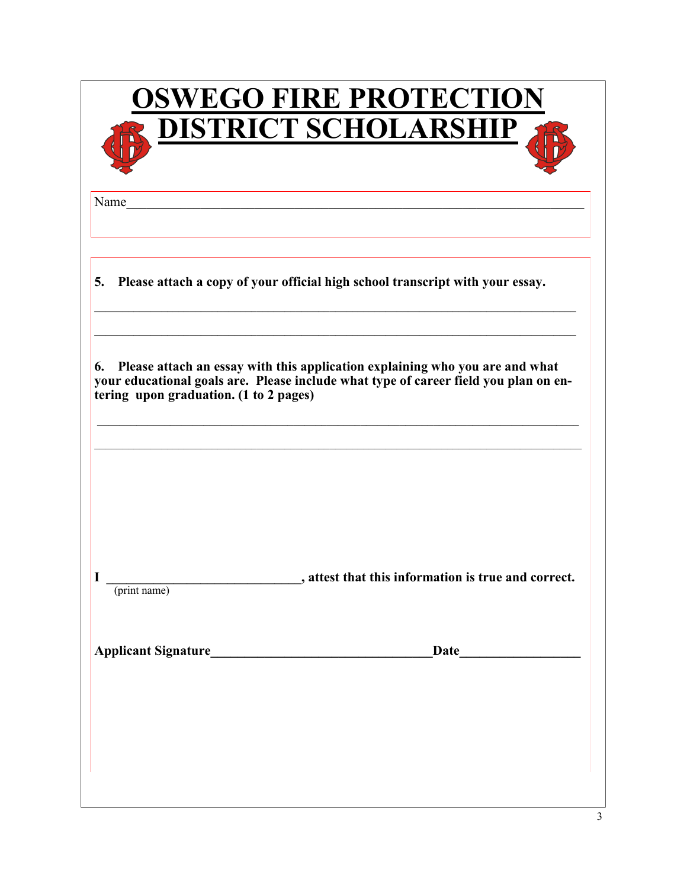# OSWEGO FIRE PROTECTION DISTRICT SCHOLARSHIP

Name\_\_\_\_\_\_\_\_\_\_\_\_\_\_\_\_\_\_\_\_\_\_\_\_\_\_\_\_\_\_\_\_\_\_\_\_\_\_\_\_\_\_\_\_\_\_\_\_\_\_\_\_\_\_\_\_\_\_\_\_\_\_

**5. Please attach a copy of your official high school transcript with your essay.**

\_\_\_\_\_\_\_\_\_\_\_\_\_\_\_\_\_\_\_\_\_\_\_\_\_\_\_\_\_\_\_\_\_\_\_\_\_\_\_\_\_\_\_\_\_\_\_\_\_\_\_\_\_\_\_\_\_\_\_\_\_\_\_\_\_\_\_\_

\_\_\_\_\_\_\_\_\_\_\_\_\_\_\_\_\_\_\_\_\_\_\_\_\_\_\_\_\_\_\_\_\_\_\_\_\_\_\_\_\_\_\_\_\_\_\_\_\_\_\_\_\_\_\_\_\_\_\_\_\_\_\_\_\_\_\_\_

**6. Please attach an essay with this application explaining who you are and what your educational goals are. Please include what type of career field you plan on entering upon graduation. (1 to 2 pages)**

\_\_\_\_\_\_\_\_\_\_\_\_\_\_\_\_\_\_\_\_\_\_\_\_\_\_\_\_\_\_\_\_\_\_\_\_\_\_\_\_\_\_\_\_\_\_\_\_\_\_\_\_\_\_\_\_\_\_\_\_\_\_\_\_\_\_\_\_

\_\_\_\_\_\_\_\_\_\_\_\_\_\_\_\_\_\_\_\_\_\_\_\_\_\_\_\_\_\_\_\_\_\_\_\_\_\_\_\_\_\_\_\_\_\_\_\_\_\_\_\_\_\_\_\_\_\_\_\_\_\_\_\_\_\_\_\_

**I \_\_\_\_\_\_\_\_\_\_\_\_\_\_\_\_\_\_\_\_\_\_\_\_\_\_\_\_\_\_, attest that this information is true and correct.**
(print name)

**Applicant Signature\_\_\_\_\_\_\_\_\_\_\_\_\_\_\_\_\_\_\_\_\_\_\_\_\_\_\_\_\_\_\_\_\_\_Date\_\_\_\_\_\_\_\_\_\_\_\_\_\_\_\_\_\_**